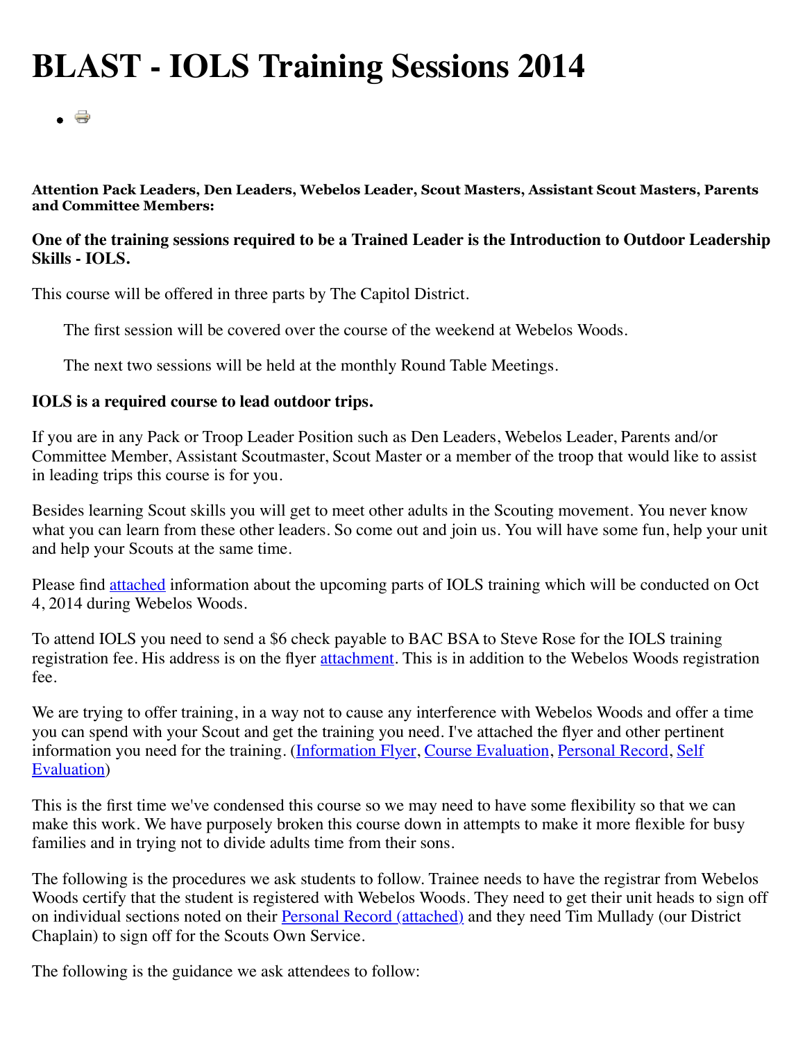# BLAST - IOLS Training Sessions 2014

**Attention Pack Leaders, Den Leaders, Webelos Leader, Scout Masters, Assistant Scout Masters, Parents and Committee Members:**

**One of the training sessions required to be a Trained Leader is the Introduction to Outdoor Leadership Skills - IOLS.**

This course will be offered in three parts by The Capitol District.

> The first session will be covered over the course of the weekend at Webelos Woods.
>
> The next two sessions will be held at the monthly Round Table Meetings.

**IOLS is a required course to lead outdoor trips.**

If you are in any Pack or Troop Leader Position such as Den Leaders, Webelos Leader, Parents and/or Committee Member, Assistant Scoutmaster, Scout Master or a member of the troop that would like to assist in leading trips this course is for you.

Besides learning Scout skills you will get to meet other adults in the Scouting movement. You never know what you can learn from these other leaders. So come out and join us. You will have some fun, help your unit and help your Scouts at the same time.

Please find attached information about the upcoming parts of IOLS training which will be conducted on Oct 4, 2014 during Webelos Woods.

To attend IOLS you need to send a $6 check payable to BAC BSA to Steve Rose for the IOLS training registration fee. His address is on the flyer attachment. This is in addition to the Webelos Woods registration fee.

We are trying to offer training, in a way not to cause any interference with Webelos Woods and offer a time you can spend with your Scout and get the training you need. I've attached the flyer and other pertinent information you need for the training. (Information Flyer, Course Evaluation, Personal Record, Self Evaluation)

This is the first time we've condensed this course so we may need to have some flexibility so that we can make this work. We have purposely broken this course down in attempts to make it more flexible for busy families and in trying not to divide adults time from their sons.

The following is the procedures we ask students to follow. Trainee needs to have the registrar from Webelos Woods certify that the student is registered with Webelos Woods. They need to get their unit heads to sign off on individual sections noted on their Personal Record (attached) and they need Tim Mullady (our District Chaplain) to sign off for the Scouts Own Service.

The following is the guidance we ask attendees to follow: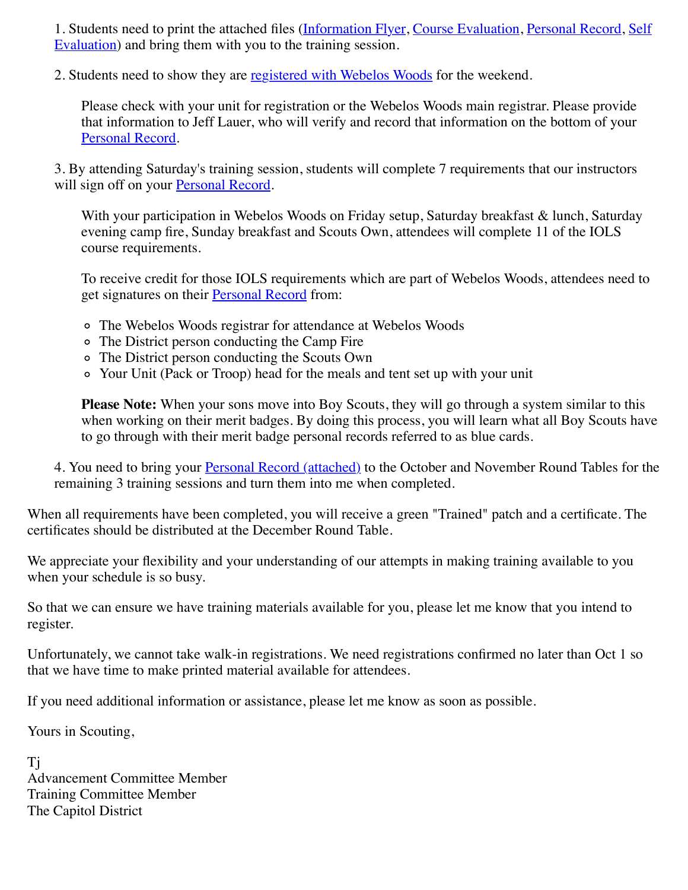1. Students need to print the attached files (Information Flyer, Course Evaluation, Personal Record, Self Evaluation) and bring them with you to the training session.

2. Students need to show they are registered with Webelos Woods for the weekend.

   Please check with your unit for registration or the Webelos Woods main registrar. Please provide that information to Jeff Lauer, who will verify and record that information on the bottom of your Personal Record.

3. By attending Saturday's training session, students will complete 7 requirements that our instructors will sign off on your Personal Record.

   With your participation in Webelos Woods on Friday setup, Saturday breakfast & lunch, Saturday evening camp fire, Sunday breakfast and Scouts Own, attendees will complete 11 of the IOLS course requirements.

   To receive credit for those IOLS requirements which are part of Webelos Woods, attendees need to get signatures on their Personal Record from:

   - The Webelos Woods registrar for attendance at Webelos Woods
   - The District person conducting the Camp Fire
   - The District person conducting the Scouts Own
   - Your Unit (Pack or Troop) head for the meals and tent set up with your unit

   **Please Note:** When your sons move into Boy Scouts, they will go through a system similar to this when working on their merit badges. By doing this process, you will learn what all Boy Scouts have to go through with their merit badge personal records referred to as blue cards.

4. You need to bring your Personal Record (attached) to the October and November Round Tables for the remaining 3 training sessions and turn them into me when completed.

When all requirements have been completed, you will receive a green "Trained" patch and a certificate. The certificates should be distributed at the December Round Table.

We appreciate your flexibility and your understanding of our attempts in making training available to you when your schedule is so busy.

So that we can ensure we have training materials available for you, please let me know that you intend to register.

Unfortunately, we cannot take walk-in registrations. We need registrations confirmed no later than Oct 1 so that we have time to make printed material available for attendees.

If you need additional information or assistance, please let me know as soon as possible.

Yours in Scouting,

Tj
Advancement Committee Member
Training Committee Member
The Capitol District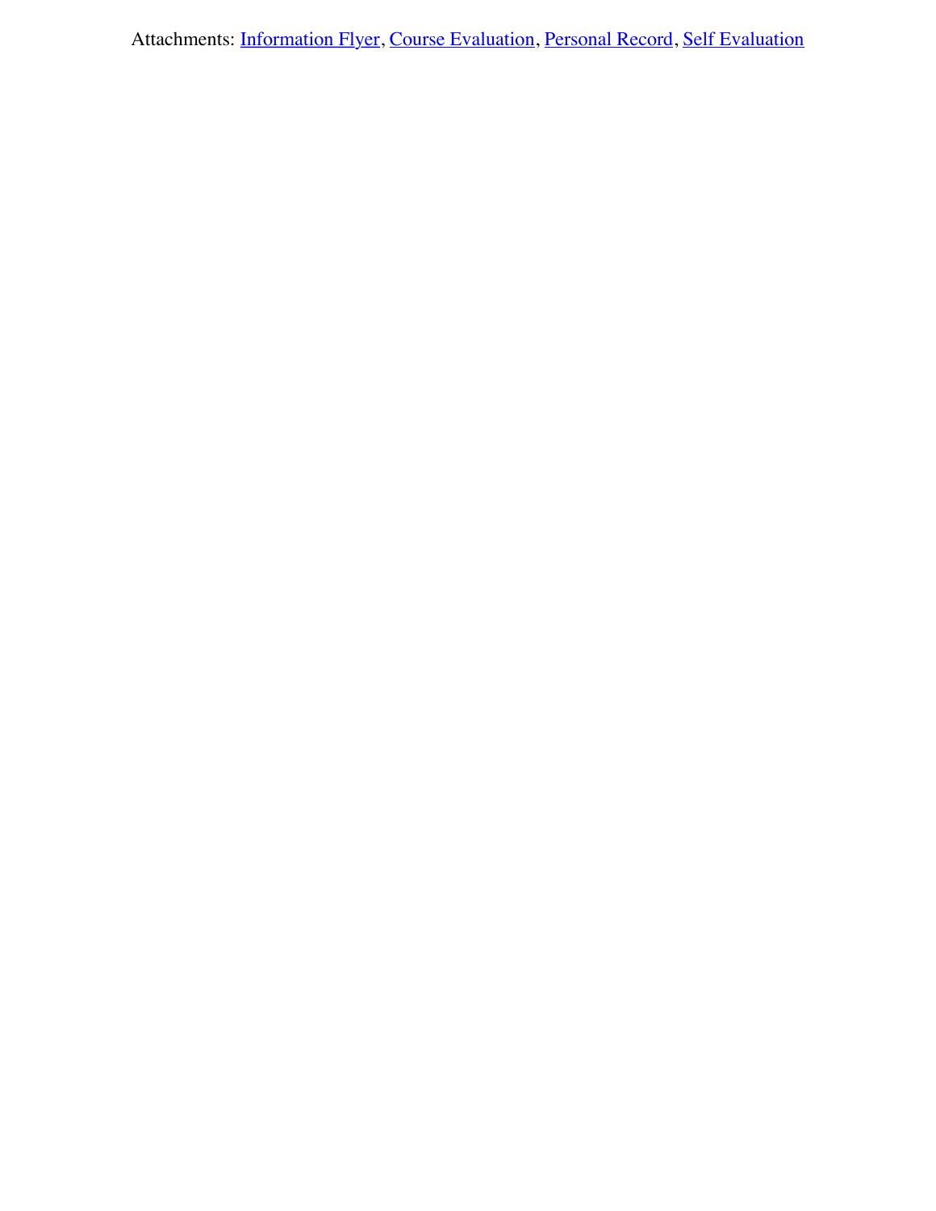Attachments: [Information Flyer], [Course Evaluation], [Personal Record], [Self Evaluation]